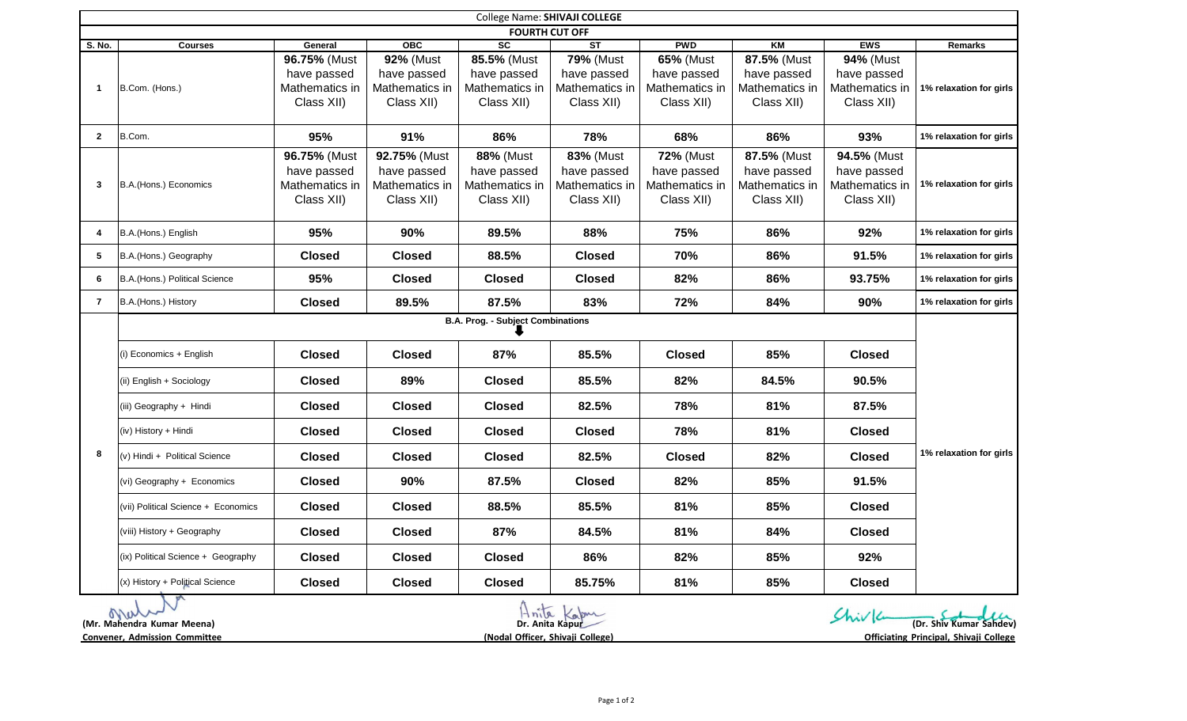College Name: **SHIVAJI COLLEGE**

**FOURTH CUT OFF**

| S. No. | Courses | General | OBC | SC | ST | PWD | KM | EWS | Remarks |
|---|---|---|---|---|---|---|---|---|---|
| 1 | B.Com. (Hons.) | **96.75%** (Must have passed Mathematics in Class XII) | **92%** (Must have passed Mathematics in Class XII) | **85.5%** (Must have passed Mathematics in Class XII) | **79%** (Must have passed Mathematics in Class XII) | **65%** (Must have passed Mathematics in Class XII) | **87.5%** (Must have passed Mathematics in Class XII) | **94%** (Must have passed Mathematics in Class XII) | 1% relaxation for girls |
| 2 | B.Com. | **95%** | **91%** | **86%** | **78%** | **68%** | **86%** | **93%** | 1% relaxation for girls |
| 3 | B.A.(Hons.) Economics | **96.75%** (Must have passed Mathematics in Class XII) | **92.75%** (Must have passed Mathematics in Class XII) | **88%** (Must have passed Mathematics in Class XII) | **83%** (Must have passed Mathematics in Class XII) | **72%** (Must have passed Mathematics in Class XII) | **87.5%** (Must have passed Mathematics in Class XII) | **94.5%** (Must have passed Mathematics in Class XII) | 1% relaxation for girls |
| 4 | B.A.(Hons.) English | **95%** | **90%** | **89.5%** | **88%** | **75%** | **86%** | **92%** | 1% relaxation for girls |
| 5 | B.A.(Hons.) Geography | **Closed** | **Closed** | **88.5%** | **Closed** | **70%** | **86%** | **91.5%** | 1% relaxation for girls |
| 6 | B.A.(Hons.) Political Science | **95%** | **Closed** | **Closed** | **Closed** | **82%** | **86%** | **93.75%** | 1% relaxation for girls |
| 7 | B.A.(Hons.) History | **Closed** | **89.5%** | **87.5%** | **83%** | **72%** | **84%** | **90%** | 1% relaxation for girls |
| 8 | **B.A. Prog. - Subject Combinations** | | | | | | | | 1% relaxation for girls |
| | (i) Economics + English | **Closed** | **Closed** | **87%** | **85.5%** | **Closed** | **85%** | **Closed** | |
| | (ii) English + Sociology | **Closed** | **89%** | **Closed** | **85.5%** | **82%** | **84.5%** | **90.5%** | |
| | (iii) Geography + Hindi | **Closed** | **Closed** | **Closed** | **82.5%** | **78%** | **81%** | **87.5%** | |
| | (iv) History + Hindi | **Closed** | **Closed** | **Closed** | **Closed** | **78%** | **81%** | **Closed** | |
| | (v) Hindi + Political Science | **Closed** | **Closed** | **Closed** | **82.5%** | **Closed** | **82%** | **Closed** | |
| | (vi) Geography + Economics | **Closed** | **90%** | **87.5%** | **Closed** | **82%** | **85%** | **91.5%** | |
| | (vii) Political Science + Economics | **Closed** | **Closed** | **88.5%** | **85.5%** | **81%** | **85%** | **Closed** | |
| | (viii) History + Geography | **Closed** | **Closed** | **87%** | **84.5%** | **81%** | **84%** | **Closed** | |
| | (ix) Political Science + Geography | **Closed** | **Closed** | **Closed** | **86%** | **82%** | **85%** | **92%** | |
| | (x) History + Political Science | **Closed** | **Closed** | **Closed** | **85.75%** | **81%** | **85%** | **Closed** | |

**(Mr. Mahendra Kumar Meena)**
**Convener, Admission Committee**

**Dr. Anita Kapur**
**(Nodal Officer, Shivaji College)**

**(Dr. Shiv Kumar Sahdev)**
**Officiating Principal, Shivaji College**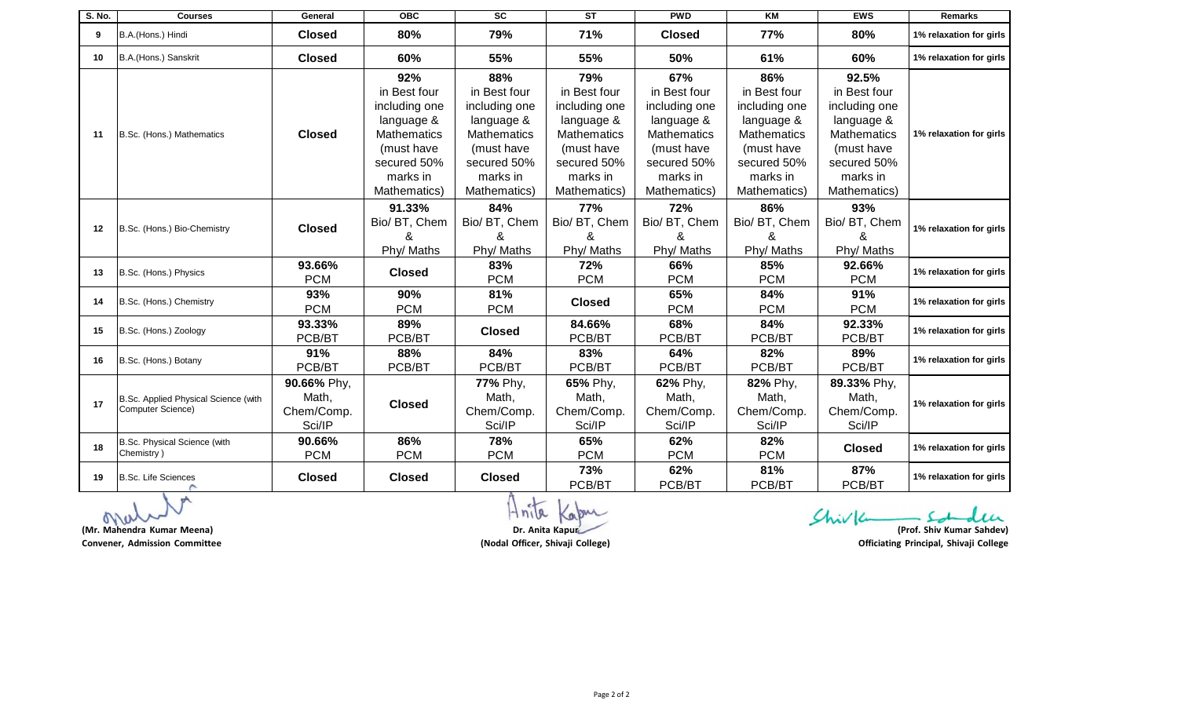| S. No. | Courses | General | OBC | SC | ST | PWD | KM | EWS | Remarks |
|---|---|---|---|---|---|---|---|---|---|
| 9 | B.A.(Hons.) Hindi | **Closed** | **80%** | **79%** | **71%** | **Closed** | **77%** | **80%** | 1% relaxation for girls |
| 10 | B.A.(Hons.) Sanskrit | **Closed** | **60%** | **55%** | **55%** | **50%** | **61%** | **60%** | 1% relaxation for girls |
| 11 | B.Sc. (Hons.) Mathematics | **Closed** | **92%** in Best four including one language & Mathematics (must have secured 50% marks in Mathematics) | **88%** in Best four including one language & Mathematics (must have secured 50% marks in Mathematics) | **79%** in Best four including one language & Mathematics (must have secured 50% marks in Mathematics) | **67%** in Best four including one language & Mathematics (must have secured 50% marks in Mathematics) | **86%** in Best four including one language & Mathematics (must have secured 50% marks in Mathematics) | **92.5%** in Best four including one language & Mathematics (must have secured 50% marks in Mathematics) | 1% relaxation for girls |
| 12 | B.Sc. (Hons.) Bio-Chemistry | **Closed** | **91.33%** Bio/ BT, Chem & Phy/ Maths | **84%** Bio/ BT, Chem & Phy/ Maths | **77%** Bio/ BT, Chem & Phy/ Maths | **72%** Bio/ BT, Chem & Phy/ Maths | **86%** Bio/ BT, Chem & Phy/ Maths | **93%** Bio/ BT, Chem & Phy/ Maths | 1% relaxation for girls |
| 13 | B.Sc. (Hons.) Physics | **93.66%** PCM | **Closed** | **83%** PCM | **72%** PCM | **66%** PCM | **85%** PCM | **92.66%** PCM | 1% relaxation for girls |
| 14 | B.Sc. (Hons.) Chemistry | **93%** PCM | **90%** PCM | **81%** PCM | **Closed** | **65%** PCM | **84%** PCM | **91%** PCM | 1% relaxation for girls |
| 15 | B.Sc. (Hons.) Zoology | **93.33%** PCB/BT | **89%** PCB/BT | **Closed** | **84.66%** PCB/BT | **68%** PCB/BT | **84%** PCB/BT | **92.33%** PCB/BT | 1% relaxation for girls |
| 16 | B.Sc. (Hons.) Botany | **91%** PCB/BT | **88%** PCB/BT | **84%** PCB/BT | **83%** PCB/BT | **64%** PCB/BT | **82%** PCB/BT | **89%** PCB/BT | 1% relaxation for girls |
| 17 | B.Sc. Applied Physical Science (with Computer Science) | **90.66%** Phy, Math, Chem/Comp. Sci/IP | **Closed** | **77%** Phy, Math, Chem/Comp. Sci/IP | **65%** Phy, Math, Chem/Comp. Sci/IP | **62%** Phy, Math, Chem/Comp. Sci/IP | **82%** Phy, Math, Chem/Comp. Sci/IP | **89.33%** Phy, Math, Chem/Comp. Sci/IP | 1% relaxation for girls |
| 18 | B.Sc. Physical Science (with Chemistry ) | **90.66%** PCM | **86%** PCM | **78%** PCM | **65%** PCM | **62%** PCM | **82%** PCM | **Closed** | 1% relaxation for girls |
| 19 | B.Sc. Life Sciences | **Closed** | **Closed** | **Closed** | **73%** PCB/BT | **62%** PCB/BT | **81%** PCB/BT | **87%** PCB/BT | 1% relaxation for girls |

**(Mr. Mahendra Kumar Meena)**
**Convener, Admission Committee**

**Dr. Anita Kapur**
**(Nodal Officer, Shivaji College)**

**(Prof. Shiv Kumar Sahdev)**
**Officiating Principal, Shivaji College**